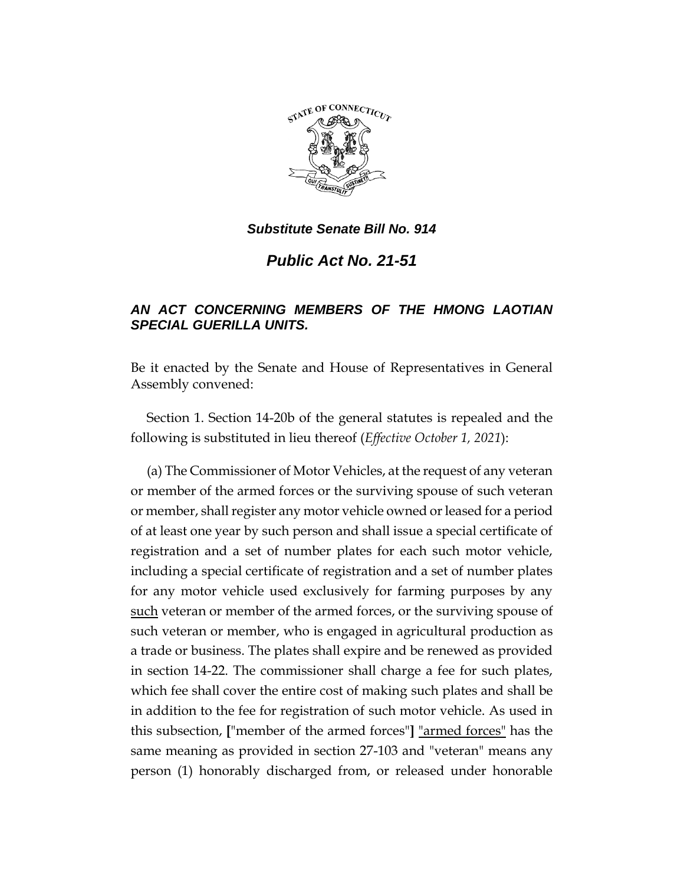## *Substitute Senate Bill No. 914*

## *Public Act No. 21-51*

### *AN ACT CONCERNING MEMBERS OF THE HMONG LAOTIAN SPECIAL GUERILLA UNITS.*

Be it enacted by the Senate and House of Representatives in General Assembly convened:

Section 1. Section 14-20b of the general statutes is repealed and the following is substituted in lieu thereof (*Effective October 1, 2021*):

(a) The Commissioner of Motor Vehicles, at the request of any veteran or member of the armed forces or the surviving spouse of such veteran or member, shall register any motor vehicle owned or leased for a period of at least one year by such person and shall issue a special certificate of registration and a set of number plates for each such motor vehicle, including a special certificate of registration and a set of number plates for any motor vehicle used exclusively for farming purposes by any <u>such</u> veteran or member of the armed forces, or the surviving spouse of such veteran or member, who is engaged in agricultural production as a trade or business. The plates shall expire and be renewed as provided in section 14-22. The commissioner shall charge a fee for such plates, which fee shall cover the entire cost of making such plates and shall be in addition to the fee for registration of such motor vehicle. As used in this subsection, **[**"member of the armed forces"**]** <u>"armed forces"</u> has the same meaning as provided in section 27-103 and "veteran" means any person (1) honorably discharged from, or released under honorable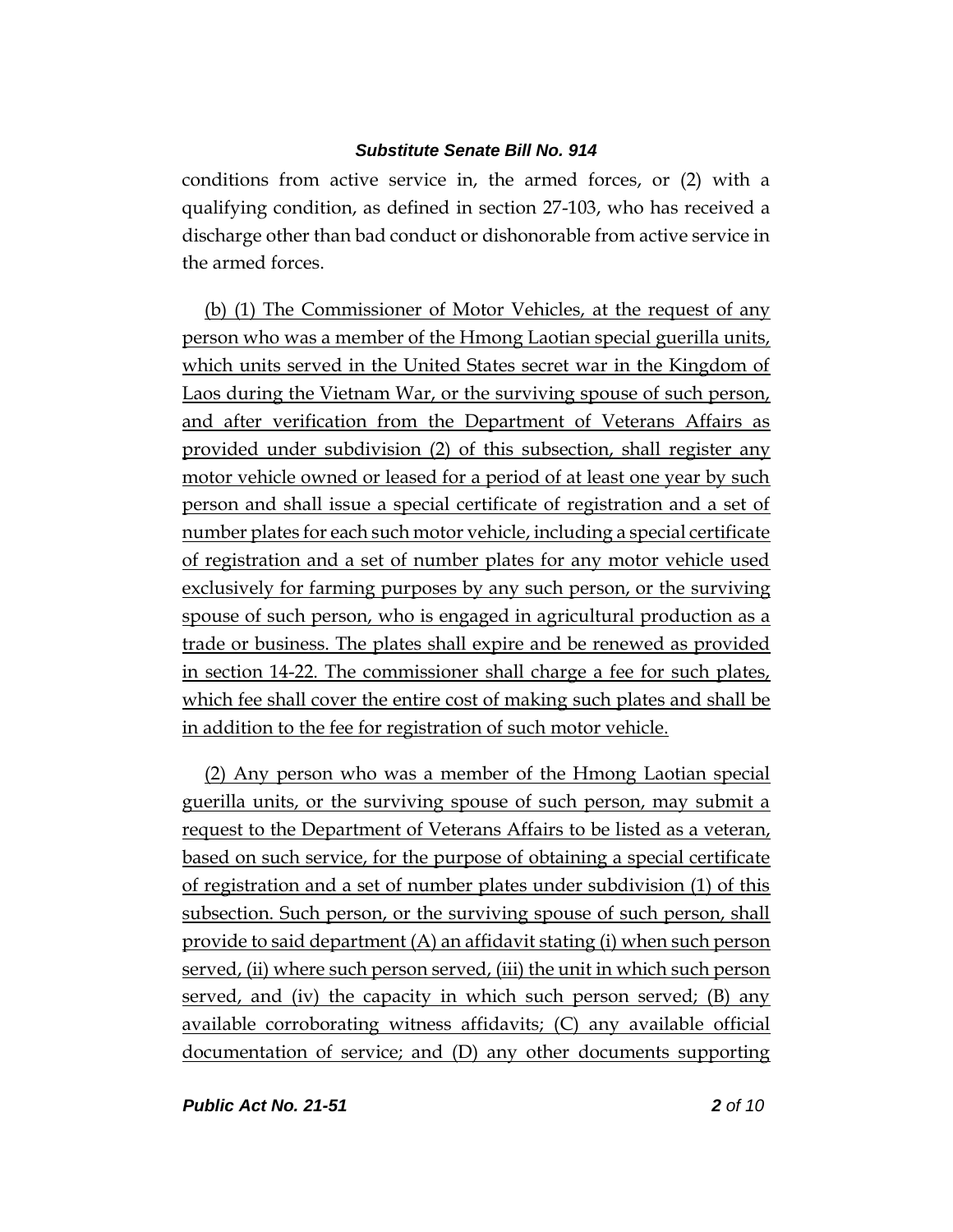conditions from active service in, the armed forces, or (2) with a qualifying condition, as defined in section 27-103, who has received a discharge other than bad conduct or dishonorable from active service in the armed forces.

(b) (1) The Commissioner of Motor Vehicles, at the request of any person who was a member of the Hmong Laotian special guerilla units, which units served in the United States secret war in the Kingdom of Laos during the Vietnam War, or the surviving spouse of such person, and after verification from the Department of Veterans Affairs as provided under subdivision (2) of this subsection, shall register any motor vehicle owned or leased for a period of at least one year by such person and shall issue a special certificate of registration and a set of number plates for each such motor vehicle, including a special certificate of registration and a set of number plates for any motor vehicle used exclusively for farming purposes by any such person, or the surviving spouse of such person, who is engaged in agricultural production as a trade or business. The plates shall expire and be renewed as provided in section 14-22. The commissioner shall charge a fee for such plates, which fee shall cover the entire cost of making such plates and shall be in addition to the fee for registration of such motor vehicle.

(2) Any person who was a member of the Hmong Laotian special guerilla units, or the surviving spouse of such person, may submit a request to the Department of Veterans Affairs to be listed as a veteran, based on such service, for the purpose of obtaining a special certificate of registration and a set of number plates under subdivision (1) of this subsection. Such person, or the surviving spouse of such person, shall provide to said department (A) an affidavit stating (i) when such person served, (ii) where such person served, (iii) the unit in which such person served, and (iv) the capacity in which such person served; (B) any available corroborating witness affidavits; (C) any available official documentation of service; and (D) any other documents supporting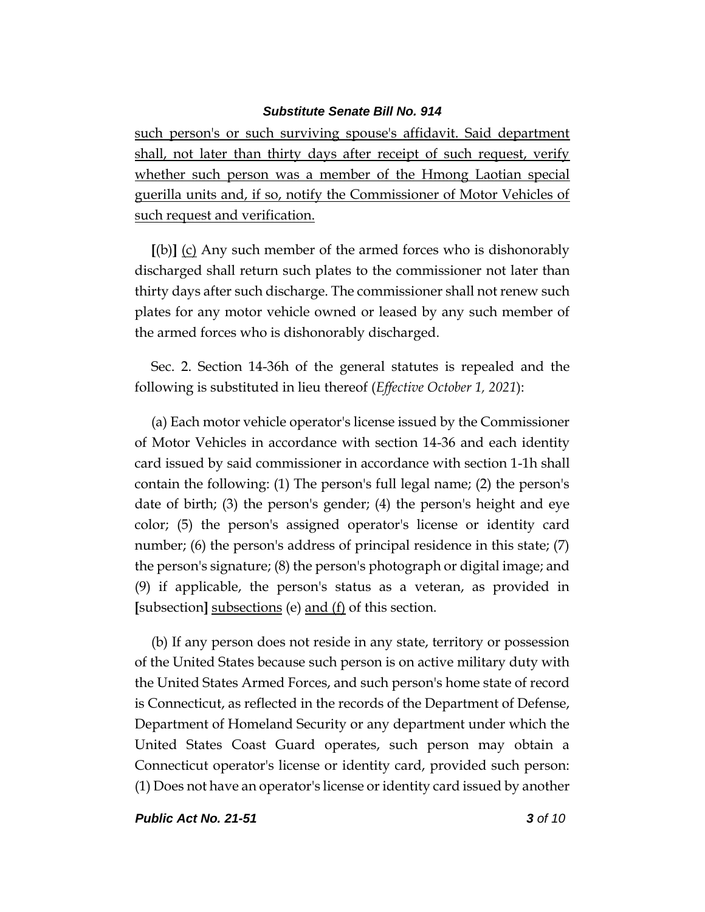such person's or such surviving spouse's affidavit. Said department shall, not later than thirty days after receipt of such request, verify whether such person was a member of the Hmong Laotian special guerilla units and, if so, notify the Commissioner of Motor Vehicles of such request and verification.

[(b)] (c) Any such member of the armed forces who is dishonorably discharged shall return such plates to the commissioner not later than thirty days after such discharge. The commissioner shall not renew such plates for any motor vehicle owned or leased by any such member of the armed forces who is dishonorably discharged.

Sec. 2. Section 14-36h of the general statutes is repealed and the following is substituted in lieu thereof (*Effective October 1, 2021*):

(a) Each motor vehicle operator's license issued by the Commissioner of Motor Vehicles in accordance with section 14-36 and each identity card issued by said commissioner in accordance with section 1-1h shall contain the following: (1) The person's full legal name; (2) the person's date of birth; (3) the person's gender; (4) the person's height and eye color; (5) the person's assigned operator's license or identity card number; (6) the person's address of principal residence in this state; (7) the person's signature; (8) the person's photograph or digital image; and (9) if applicable, the person's status as a veteran, as provided in [subsection] subsections (e) and (f) of this section.

(b) If any person does not reside in any state, territory or possession of the United States because such person is on active military duty with the United States Armed Forces, and such person's home state of record is Connecticut, as reflected in the records of the Department of Defense, Department of Homeland Security or any department under which the United States Coast Guard operates, such person may obtain a Connecticut operator's license or identity card, provided such person: (1) Does not have an operator's license or identity card issued by another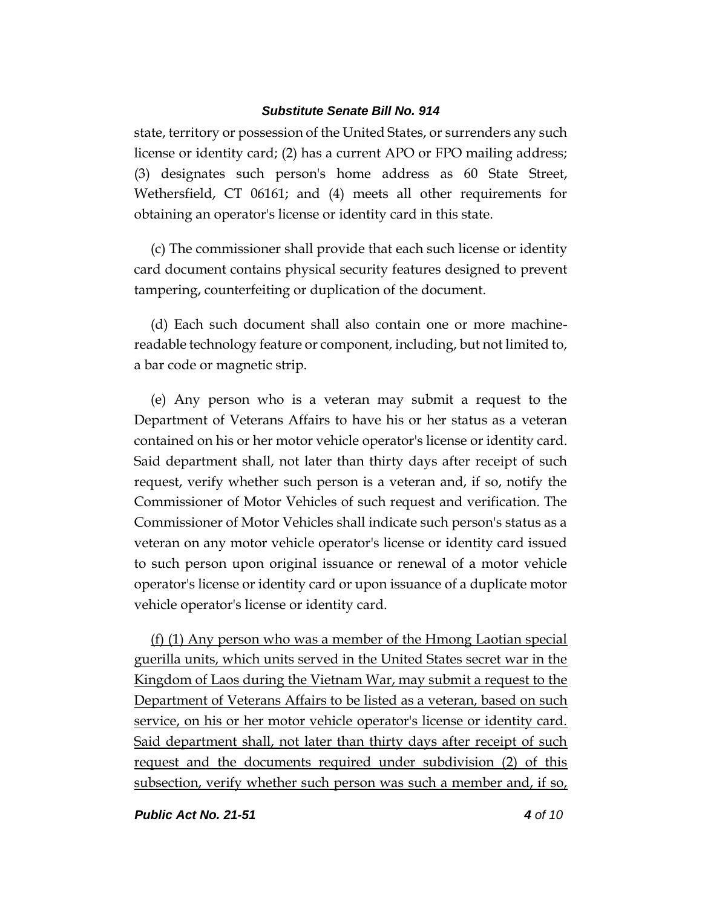state, territory or possession of the United States, or surrenders any such license or identity card; (2) has a current APO or FPO mailing address; (3) designates such person's home address as 60 State Street, Wethersfield, CT 06161; and (4) meets all other requirements for obtaining an operator's license or identity card in this state.

(c) The commissioner shall provide that each such license or identity card document contains physical security features designed to prevent tampering, counterfeiting or duplication of the document.

(d) Each such document shall also contain one or more machine-readable technology feature or component, including, but not limited to, a bar code or magnetic strip.

(e) Any person who is a veteran may submit a request to the Department of Veterans Affairs to have his or her status as a veteran contained on his or her motor vehicle operator's license or identity card. Said department shall, not later than thirty days after receipt of such request, verify whether such person is a veteran and, if so, notify the Commissioner of Motor Vehicles of such request and verification. The Commissioner of Motor Vehicles shall indicate such person's status as a veteran on any motor vehicle operator's license or identity card issued to such person upon original issuance or renewal of a motor vehicle operator's license or identity card or upon issuance of a duplicate motor vehicle operator's license or identity card.

<u>(f) (1) Any person who was a member of the Hmong Laotian special guerilla units, which units served in the United States secret war in the Kingdom of Laos during the Vietnam War, may submit a request to the Department of Veterans Affairs to be listed as a veteran, based on such service, on his or her motor vehicle operator's license or identity card. Said department shall, not later than thirty days after receipt of such request and the documents required under subdivision (2) of this subsection, verify whether such person was such a member and, if so,</u>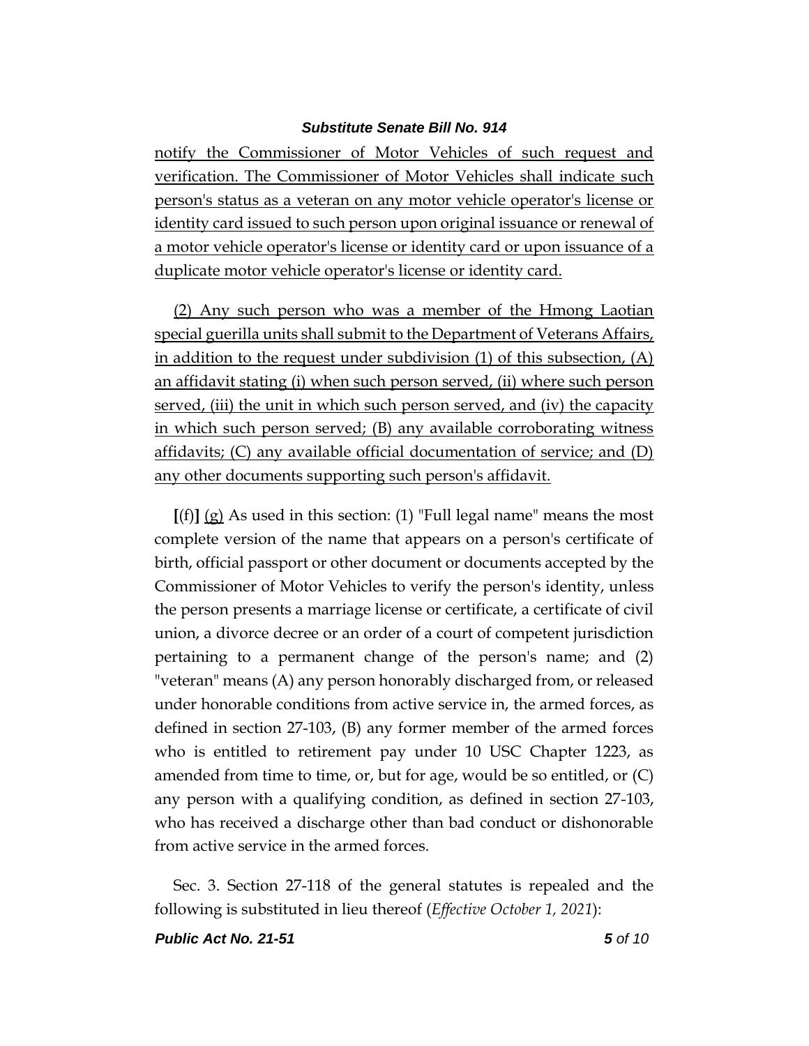notify the Commissioner of Motor Vehicles of such request and verification. The Commissioner of Motor Vehicles shall indicate such person's status as a veteran on any motor vehicle operator's license or identity card issued to such person upon original issuance or renewal of a motor vehicle operator's license or identity card or upon issuance of a duplicate motor vehicle operator's license or identity card.

(2) Any such person who was a member of the Hmong Laotian special guerilla units shall submit to the Department of Veterans Affairs, in addition to the request under subdivision (1) of this subsection, (A) an affidavit stating (i) when such person served, (ii) where such person served, (iii) the unit in which such person served, and (iv) the capacity in which such person served; (B) any available corroborating witness affidavits; (C) any available official documentation of service; and (D) any other documents supporting such person's affidavit.

**[**(f)**]** (g) As used in this section: (1) "Full legal name" means the most complete version of the name that appears on a person's certificate of birth, official passport or other document or documents accepted by the Commissioner of Motor Vehicles to verify the person's identity, unless the person presents a marriage license or certificate, a certificate of civil union, a divorce decree or an order of a court of competent jurisdiction pertaining to a permanent change of the person's name; and (2) "veteran" means (A) any person honorably discharged from, or released under honorable conditions from active service in, the armed forces, as defined in section 27-103, (B) any former member of the armed forces who is entitled to retirement pay under 10 USC Chapter 1223, as amended from time to time, or, but for age, would be so entitled, or (C) any person with a qualifying condition, as defined in section 27-103, who has received a discharge other than bad conduct or dishonorable from active service in the armed forces.

Sec. 3. Section 27-118 of the general statutes is repealed and the following is substituted in lieu thereof (*Effective October 1, 2021*):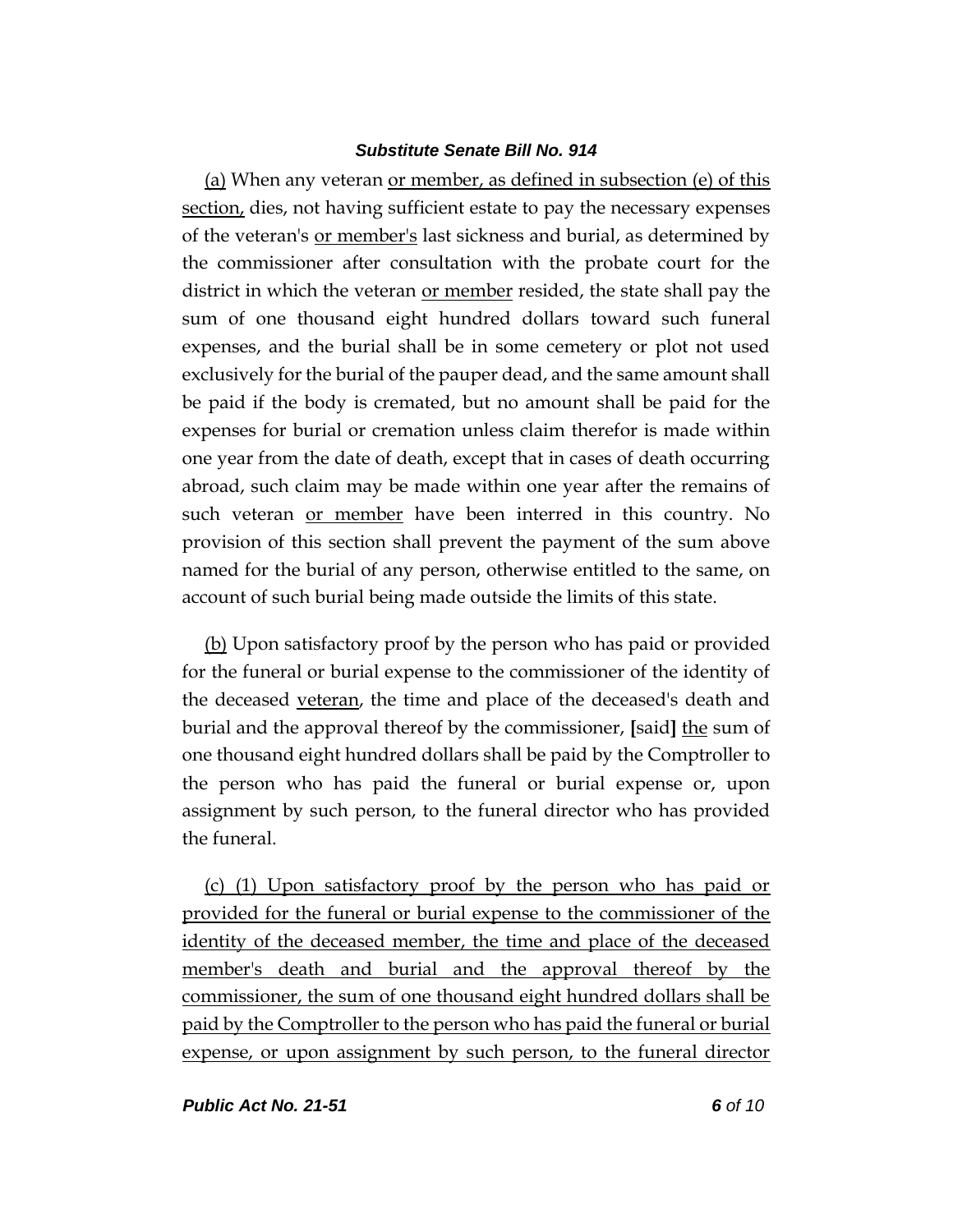(a) When any veteran or member, as defined in subsection (e) of this section, dies, not having sufficient estate to pay the necessary expenses of the veteran's or member's last sickness and burial, as determined by the commissioner after consultation with the probate court for the district in which the veteran or member resided, the state shall pay the sum of one thousand eight hundred dollars toward such funeral expenses, and the burial shall be in some cemetery or plot not used exclusively for the burial of the pauper dead, and the same amount shall be paid if the body is cremated, but no amount shall be paid for the expenses for burial or cremation unless claim therefor is made within one year from the date of death, except that in cases of death occurring abroad, such claim may be made within one year after the remains of such veteran or member have been interred in this country. No provision of this section shall prevent the payment of the sum above named for the burial of any person, otherwise entitled to the same, on account of such burial being made outside the limits of this state.

(b) Upon satisfactory proof by the person who has paid or provided for the funeral or burial expense to the commissioner of the identity of the deceased veteran, the time and place of the deceased's death and burial and the approval thereof by the commissioner, **[**said**]** the sum of one thousand eight hundred dollars shall be paid by the Comptroller to the person who has paid the funeral or burial expense or, upon assignment by such person, to the funeral director who has provided the funeral.

(c) (1) Upon satisfactory proof by the person who has paid or provided for the funeral or burial expense to the commissioner of the identity of the deceased member, the time and place of the deceased member's death and burial and the approval thereof by the commissioner, the sum of one thousand eight hundred dollars shall be paid by the Comptroller to the person who has paid the funeral or burial expense, or upon assignment by such person, to the funeral director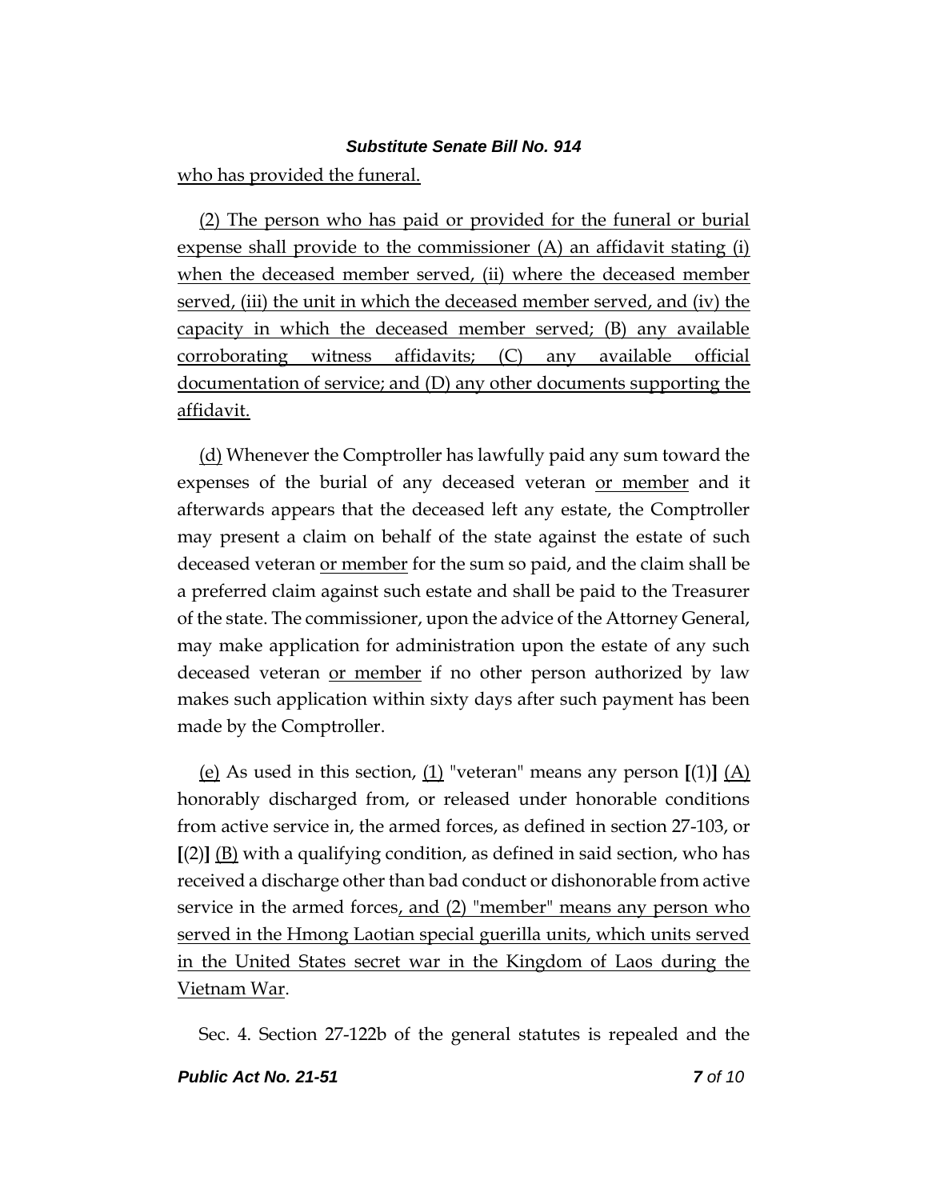who has provided the funeral.

(2) The person who has paid or provided for the funeral or burial expense shall provide to the commissioner (A) an affidavit stating (i) when the deceased member served, (ii) where the deceased member served, (iii) the unit in which the deceased member served, and (iv) the capacity in which the deceased member served; (B) any available corroborating witness affidavits; (C) any available official documentation of service; and (D) any other documents supporting the affidavit.

(d) Whenever the Comptroller has lawfully paid any sum toward the expenses of the burial of any deceased veteran or member and it afterwards appears that the deceased left any estate, the Comptroller may present a claim on behalf of the state against the estate of such deceased veteran or member for the sum so paid, and the claim shall be a preferred claim against such estate and shall be paid to the Treasurer of the state. The commissioner, upon the advice of the Attorney General, may make application for administration upon the estate of any such deceased veteran or member if no other person authorized by law makes such application within sixty days after such payment has been made by the Comptroller.

(e) As used in this section, (1) "veteran" means any person **[**(1)**]** (A) honorably discharged from, or released under honorable conditions from active service in, the armed forces, as defined in section 27-103, or **[**(2)**]** (B) with a qualifying condition, as defined in said section, who has received a discharge other than bad conduct or dishonorable from active service in the armed forces, and (2) "member" means any person who served in the Hmong Laotian special guerilla units, which units served in the United States secret war in the Kingdom of Laos during the Vietnam War.

Sec. 4. Section 27-122b of the general statutes is repealed and the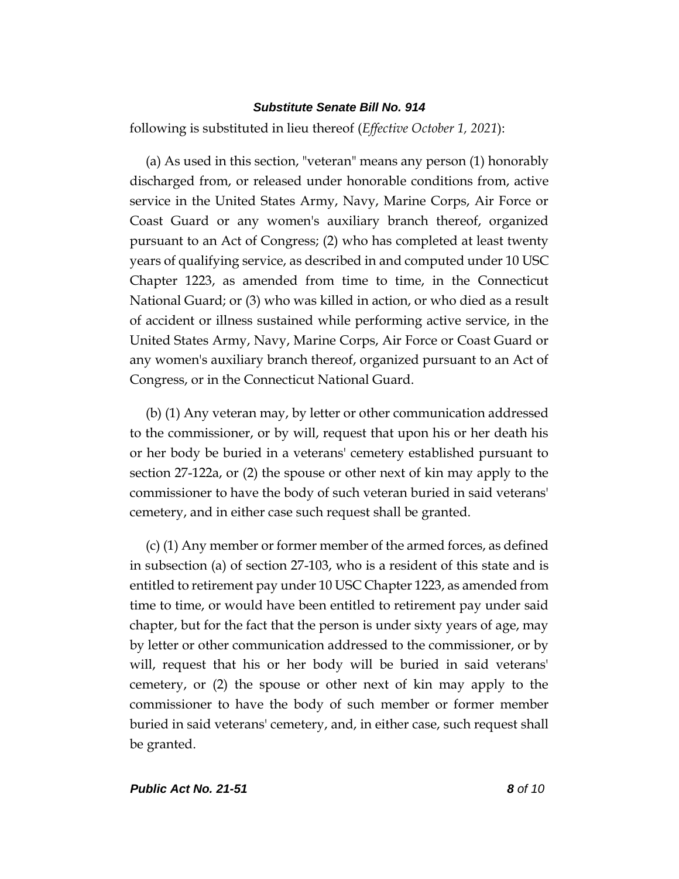following is substituted in lieu thereof (*Effective October 1, 2021*):

(a) As used in this section, "veteran" means any person (1) honorably discharged from, or released under honorable conditions from, active service in the United States Army, Navy, Marine Corps, Air Force or Coast Guard or any women's auxiliary branch thereof, organized pursuant to an Act of Congress; (2) who has completed at least twenty years of qualifying service, as described in and computed under 10 USC Chapter 1223, as amended from time to time, in the Connecticut National Guard; or (3) who was killed in action, or who died as a result of accident or illness sustained while performing active service, in the United States Army, Navy, Marine Corps, Air Force or Coast Guard or any women's auxiliary branch thereof, organized pursuant to an Act of Congress, or in the Connecticut National Guard.

(b) (1) Any veteran may, by letter or other communication addressed to the commissioner, or by will, request that upon his or her death his or her body be buried in a veterans' cemetery established pursuant to section 27-122a, or (2) the spouse or other next of kin may apply to the commissioner to have the body of such veteran buried in said veterans' cemetery, and in either case such request shall be granted.

(c) (1) Any member or former member of the armed forces, as defined in subsection (a) of section 27-103, who is a resident of this state and is entitled to retirement pay under 10 USC Chapter 1223, as amended from time to time, or would have been entitled to retirement pay under said chapter, but for the fact that the person is under sixty years of age, may by letter or other communication addressed to the commissioner, or by will, request that his or her body will be buried in said veterans' cemetery, or (2) the spouse or other next of kin may apply to the commissioner to have the body of such member or former member buried in said veterans' cemetery, and, in either case, such request shall be granted.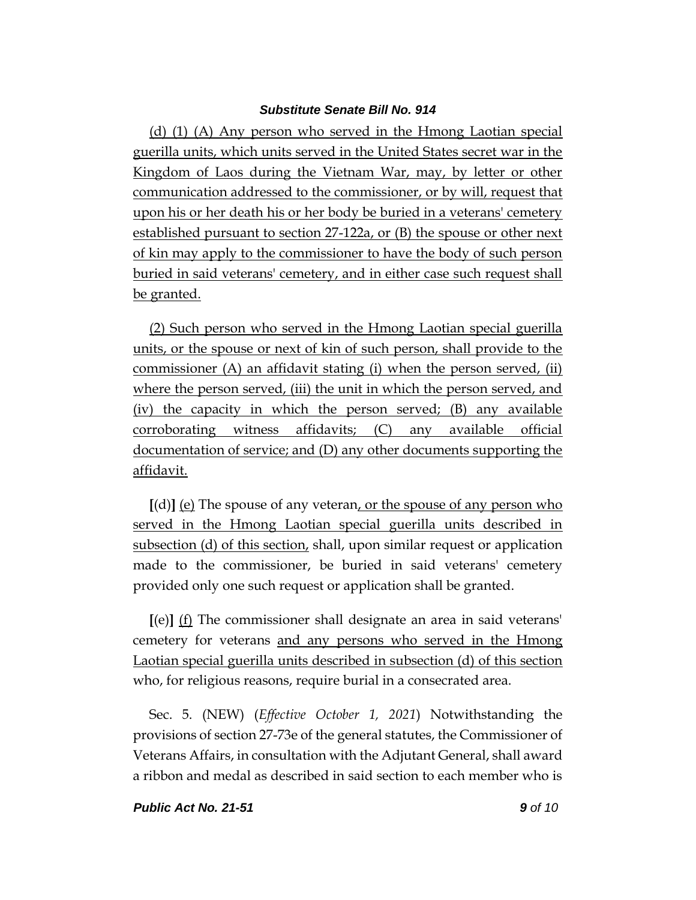(d) (1) (A) Any person who served in the Hmong Laotian special guerilla units, which units served in the United States secret war in the Kingdom of Laos during the Vietnam War, may, by letter or other communication addressed to the commissioner, or by will, request that upon his or her death his or her body be buried in a veterans' cemetery established pursuant to section 27-122a, or (B) the spouse or other next of kin may apply to the commissioner to have the body of such person buried in said veterans' cemetery, and in either case such request shall be granted.

(2) Such person who served in the Hmong Laotian special guerilla units, or the spouse or next of kin of such person, shall provide to the commissioner (A) an affidavit stating (i) when the person served, (ii) where the person served, (iii) the unit in which the person served, and (iv) the capacity in which the person served; (B) any available corroborating witness affidavits; (C) any available official documentation of service; and (D) any other documents supporting the affidavit.

**[**(d)**]** (e) The spouse of any veteran, or the spouse of any person who served in the Hmong Laotian special guerilla units described in subsection (d) of this section, shall, upon similar request or application made to the commissioner, be buried in said veterans' cemetery provided only one such request or application shall be granted.

**[**(e)**]** (f) The commissioner shall designate an area in said veterans' cemetery for veterans and any persons who served in the Hmong Laotian special guerilla units described in subsection (d) of this section who, for religious reasons, require burial in a consecrated area.

Sec. 5. (NEW) (*Effective October 1, 2021*) Notwithstanding the provisions of section 27-73e of the general statutes, the Commissioner of Veterans Affairs, in consultation with the Adjutant General, shall award a ribbon and medal as described in said section to each member who is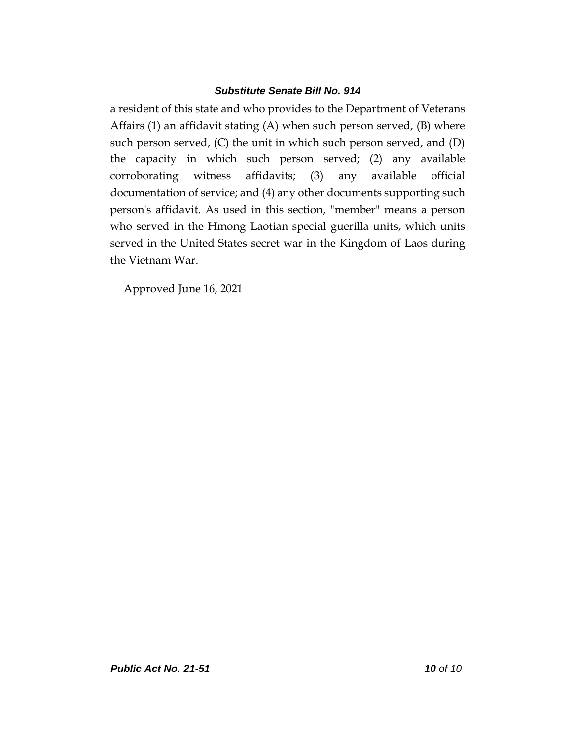a resident of this state and who provides to the Department of Veterans Affairs (1) an affidavit stating (A) when such person served, (B) where such person served, (C) the unit in which such person served, and (D) the capacity in which such person served; (2) any available corroborating witness affidavits; (3) any available official documentation of service; and (4) any other documents supporting such person's affidavit. As used in this section, "member" means a person who served in the Hmong Laotian special guerilla units, which units served in the United States secret war in the Kingdom of Laos during the Vietnam War.

Approved June 16, 2021